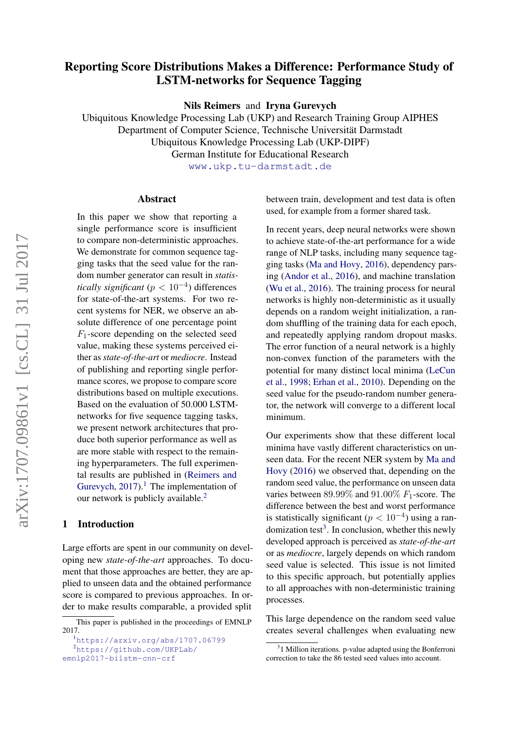# Reporting Score Distributions Makes a Difference: Performance Study of LSTM-networks for Sequence Tagging

**Nils Reimers** and **Iryna Gurevych**

Ubiquitous Knowledge Processing Lab (UKP) and Research Training Group AIPHES
Department of Computer Science, Technische Universität Darmstadt
Ubiquitous Knowledge Processing Lab (UKP-DIPF)
German Institute for Educational Research
www.ukp.tu-darmstadt.de

## Abstract

In this paper we show that reporting a single performance score is insufficient to compare non-deterministic approaches. We demonstrate for common sequence tagging tasks that the seed value for the random number generator can result in *statistically significant* ($p < 10^{-4}$) differences for state-of-the-art systems. For two recent systems for NER, we observe an absolute difference of one percentage point $F_1$-score depending on the selected seed value, making these systems perceived either as *state-of-the-art* or *mediocre*. Instead of publishing and reporting single performance scores, we propose to compare score distributions based on multiple executions. Based on the evaluation of 50.000 LSTM-networks for five sequence tagging tasks, we present network architectures that produce both superior performance as well as are more stable with respect to the remaining hyperparameters. The full experimental results are published in (Reimers and Gurevych, 2017).[1] The implementation of our network is publicly available.[2]

## 1 Introduction

Large efforts are spent in our community on developing new *state-of-the-art* approaches. To document that those approaches are better, they are applied to unseen data and the obtained performance score is compared to previous approaches. In order to make results comparable, a provided split between train, development and test data is often used, for example from a former shared task.

In recent years, deep neural networks were shown to achieve state-of-the-art performance for a wide range of NLP tasks, including many sequence tagging tasks (Ma and Hovy, 2016), dependency parsing (Andor et al., 2016), and machine translation (Wu et al., 2016). The training process for neural networks is highly non-deterministic as it usually depends on a random weight initialization, a random shuffling of the training data for each epoch, and repeatedly applying random dropout masks. The error function of a neural network is a highly non-convex function of the parameters with the potential for many distinct local minima (LeCun et al., 1998; Erhan et al., 2010). Depending on the seed value for the pseudo-random number generator, the network will converge to a different local minimum.

Our experiments show that these different local minima have vastly different characteristics on unseen data. For the recent NER system by Ma and Hovy (2016) we observed that, depending on the random seed value, the performance on unseen data varies between 89.99% and 91.00% $F_1$-score. The difference between the best and worst performance is statistically significant ($p < 10^{-4}$) using a randomization test[3]. In conclusion, whether this newly developed approach is perceived as *state-of-the-art* or as *mediocre*, largely depends on which random seed value is selected. This issue is not limited to this specific approach, but potentially applies to all approaches with non-deterministic training processes.

This large dependence on the random seed value creates several challenges when evaluating new

This paper is published in the proceedings of EMNLP 2017.

[1] https://arxiv.org/abs/1707.06799

[2] https://github.com/UKPLab/emnlp2017-bilstm-cnn-crf

[3] 1 Million iterations. p-value adapted using the Bonferroni correction to take the 86 tested seed values into account.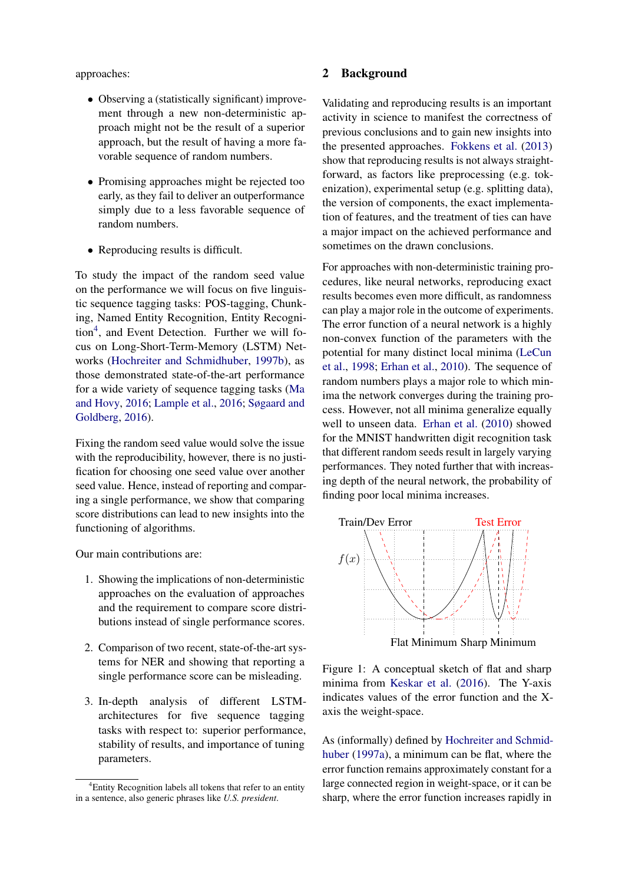approaches:

- Observing a (statistically significant) improvement through a new non-deterministic approach might not be the result of a superior approach, but the result of having a more favorable sequence of random numbers.
- Promising approaches might be rejected too early, as they fail to deliver an outperformance simply due to a less favorable sequence of random numbers.
- Reproducing results is difficult.

To study the impact of the random seed value on the performance we will focus on five linguistic sequence tagging tasks: POS-tagging, Chunking, Named Entity Recognition, Entity Recognition[4], and Event Detection. Further we will focus on Long-Short-Term-Memory (LSTM) Networks (Hochreiter and Schmidhuber, 1997b), as those demonstrated state-of-the-art performance for a wide variety of sequence tagging tasks (Ma and Hovy, 2016; Lample et al., 2016; Søgaard and Goldberg, 2016).

Fixing the random seed value would solve the issue with the reproducibility, however, there is no justification for choosing one seed value over another seed value. Hence, instead of reporting and comparing a single performance, we show that comparing score distributions can lead to new insights into the functioning of algorithms.

Our main contributions are:

1. Showing the implications of non-deterministic approaches on the evaluation of approaches and the requirement to compare score distributions instead of single performance scores.
2. Comparison of two recent, state-of-the-art systems for NER and showing that reporting a single performance score can be misleading.
3. In-depth analysis of different LSTM-architectures for five sequence tagging tasks with respect to: superior performance, stability of results, and importance of tuning parameters.

[4]Entity Recognition labels all tokens that refer to an entity in a sentence, also generic phrases like *U.S. president*.

## 2 Background

Validating and reproducing results is an important activity in science to manifest the correctness of previous conclusions and to gain new insights into the presented approaches. Fokkens et al. (2013) show that reproducing results is not always straightforward, as factors like preprocessing (e.g. tokenization), experimental setup (e.g. splitting data), the version of components, the exact implementation of features, and the treatment of ties can have a major impact on the achieved performance and sometimes on the drawn conclusions.

For approaches with non-deterministic training procedures, like neural networks, reproducing exact results becomes even more difficult, as randomness can play a major role in the outcome of experiments. The error function of a neural network is a highly non-convex function of the parameters with the potential for many distinct local minima (LeCun et al., 1998; Erhan et al., 2010). The sequence of random numbers plays a major role to which minima the network converges during the training process. However, not all minima generalize equally well to unseen data. Erhan et al. (2010) showed for the MNIST handwritten digit recognition task that different random seeds result in largely varying performances. They noted further that with increasing depth of the neural network, the probability of finding poor local minima increases.

Figure 1: A conceptual sketch of flat and sharp minima from Keskar et al. (2016). The Y-axis indicates values of the error function and the X-axis the weight-space.

As (informally) defined by Hochreiter and Schmidhuber (1997a), a minimum can be flat, where the error function remains approximately constant for a large connected region in weight-space, or it can be sharp, where the error function increases rapidly in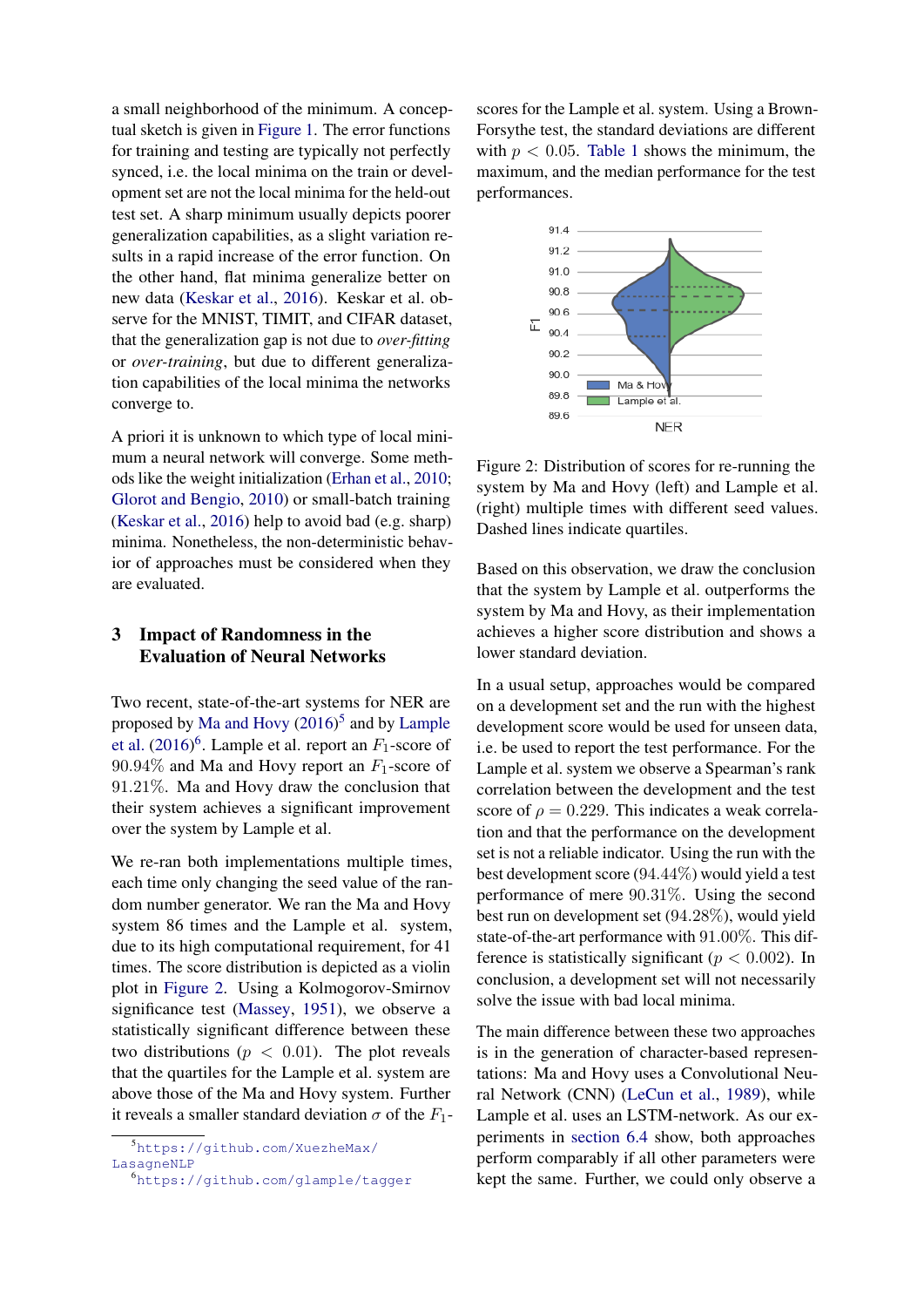a small neighborhood of the minimum. A conceptual sketch is given in Figure 1. The error functions for training and testing are typically not perfectly synced, i.e. the local minima on the train or development set are not the local minima for the held-out test set. A sharp minimum usually depicts poorer generalization capabilities, as a slight variation results in a rapid increase of the error function. On the other hand, flat minima generalize better on new data (Keskar et al., 2016). Keskar et al. observe for the MNIST, TIMIT, and CIFAR dataset, that the generalization gap is not due to *over-fitting* or *over-training*, but due to different generalization capabilities of the local minima the networks converge to.

A priori it is unknown to which type of local minimum a neural network will converge. Some methods like the weight initialization (Erhan et al., 2010; Glorot and Bengio, 2010) or small-batch training (Keskar et al., 2016) help to avoid bad (e.g. sharp) minima. Nonetheless, the non-deterministic behavior of approaches must be considered when they are evaluated.

## 3 Impact of Randomness in the Evaluation of Neural Networks

Two recent, state-of-the-art systems for NER are proposed by Ma and Hovy (2016)[5] and by Lample et al. (2016)[6]. Lample et al. report an $F_1$-score of 90.94% and Ma and Hovy report an $F_1$-score of 91.21%. Ma and Hovy draw the conclusion that their system achieves a significant improvement over the system by Lample et al.

We re-ran both implementations multiple times, each time only changing the seed value of the random number generator. We ran the Ma and Hovy system 86 times and the Lample et al. system, due to its high computational requirement, for 41 times. The score distribution is depicted as a violin plot in Figure 2. Using a Kolmogorov-Smirnov significance test (Massey, 1951), we observe a statistically significant difference between these two distributions ($p < 0.01$). The plot reveals that the quartiles for the Lample et al. system are above those of the Ma and Hovy system. Further it reveals a smaller standard deviation $\sigma$ of the $F_1$-scores for the Lample et al. system. Using a Brown-Forsythe test, the standard deviations are different with $p < 0.05$. Table 1 shows the minimum, the maximum, and the median performance for the test performances.

Figure 2: Distribution of scores for re-running the system by Ma and Hovy (left) and Lample et al. (right) multiple times with different seed values. Dashed lines indicate quartiles.

Based on this observation, we draw the conclusion that the system by Lample et al. outperforms the system by Ma and Hovy, as their implementation achieves a higher score distribution and shows a lower standard deviation.

In a usual setup, approaches would be compared on a development set and the run with the highest development score would be used for unseen data, i.e. be used to report the test performance. For the Lample et al. system we observe a Spearman's rank correlation between the development and the test score of $\rho = 0.229$. This indicates a weak correlation and that the performance on the development set is not a reliable indicator. Using the run with the best development score (94.44%) would yield a test performance of mere 90.31%. Using the second best run on development set (94.28%), would yield state-of-the-art performance with 91.00%. This difference is statistically significant ($p < 0.002$). In conclusion, a development set will not necessarily solve the issue with bad local minima.

The main difference between these two approaches is in the generation of character-based representations: Ma and Hovy uses a Convolutional Neural Network (CNN) (LeCun et al., 1989), while Lample et al. uses an LSTM-network. As our experiments in section 6.4 show, both approaches perform comparably if all other parameters were kept the same. Further, we could only observe a

[5] https://github.com/XuezheMax/LasagneNLP

[6] https://github.com/glample/tagger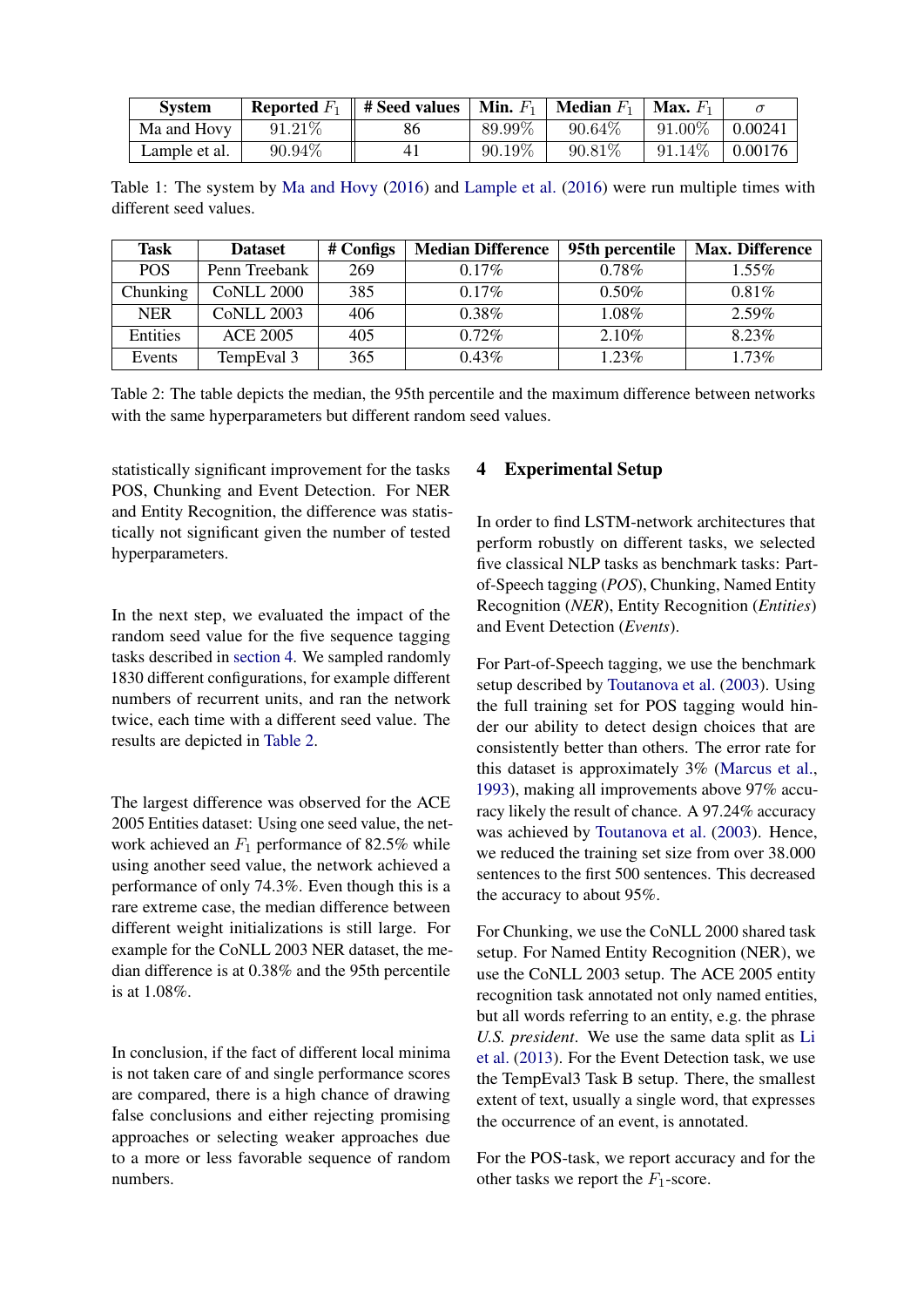| System | Reported $F_1$ | # Seed values | Min. $F_1$ | Median $F_1$ | Max. $F_1$ | $\sigma$ |
|---|---|---|---|---|---|---|
| Ma and Hovy | 91.21% | 86 | 89.99% | 90.64% | 91.00% | 0.00241 |
| Lample et al. | 90.94% | 41 | 90.19% | 90.81% | 91.14% | 0.00176 |

Table 1: The system by Ma and Hovy (2016) and Lample et al. (2016) were run multiple times with different seed values.

| Task | Dataset | # Configs | Median Difference | 95th percentile | Max. Difference |
|---|---|---|---|---|---|
| POS | Penn Treebank | 269 | 0.17% | 0.78% | 1.55% |
| Chunking | CoNLL 2000 | 385 | 0.17% | 0.50% | 0.81% |
| NER | CoNLL 2003 | 406 | 0.38% | 1.08% | 2.59% |
| Entities | ACE 2005 | 405 | 0.72% | 2.10% | 8.23% |
| Events | TempEval 3 | 365 | 0.43% | 1.23% | 1.73% |

Table 2: The table depicts the median, the 95th percentile and the maximum difference between networks with the same hyperparameters but different random seed values.

statistically significant improvement for the tasks POS, Chunking and Event Detection. For NER and Entity Recognition, the difference was statistically not significant given the number of tested hyperparameters.

In the next step, we evaluated the impact of the random seed value for the five sequence tagging tasks described in section 4. We sampled randomly 1830 different configurations, for example different numbers of recurrent units, and ran the network twice, each time with a different seed value. The results are depicted in Table 2.

The largest difference was observed for the ACE 2005 Entities dataset: Using one seed value, the network achieved an $F_1$ performance of 82.5% while using another seed value, the network achieved a performance of only 74.3%. Even though this is a rare extreme case, the median difference between different weight initializations is still large. For example for the CoNLL 2003 NER dataset, the median difference is at 0.38% and the 95th percentile is at 1.08%.

In conclusion, if the fact of different local minima is not taken care of and single performance scores are compared, there is a high chance of drawing false conclusions and either rejecting promising approaches or selecting weaker approaches due to a more or less favorable sequence of random numbers.

## 4 Experimental Setup

In order to find LSTM-network architectures that perform robustly on different tasks, we selected five classical NLP tasks as benchmark tasks: Part-of-Speech tagging (*POS*), Chunking, Named Entity Recognition (*NER*), Entity Recognition (*Entities*) and Event Detection (*Events*).

For Part-of-Speech tagging, we use the benchmark setup described by Toutanova et al. (2003). Using the full training set for POS tagging would hinder our ability to detect design choices that are consistently better than others. The error rate for this dataset is approximately 3% (Marcus et al., 1993), making all improvements above 97% accuracy likely the result of chance. A 97.24% accuracy was achieved by Toutanova et al. (2003). Hence, we reduced the training set size from over 38.000 sentences to the first 500 sentences. This decreased the accuracy to about 95%.

For Chunking, we use the CoNLL 2000 shared task setup. For Named Entity Recognition (NER), we use the CoNLL 2003 setup. The ACE 2005 entity recognition task annotated not only named entities, but all words referring to an entity, e.g. the phrase *U.S. president*. We use the same data split as Li et al. (2013). For the Event Detection task, we use the TempEval3 Task B setup. There, the smallest extent of text, usually a single word, that expresses the occurrence of an event, is annotated.

For the POS-task, we report accuracy and for the other tasks we report the $F_1$-score.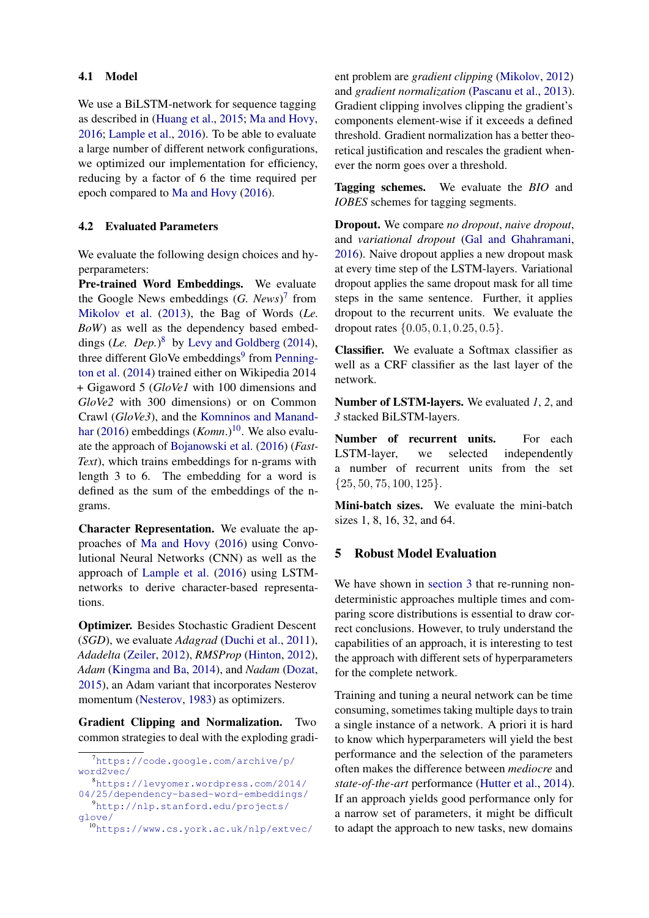### 4.1 Model

We use a BiLSTM-network for sequence tagging as described in (Huang et al., 2015; Ma and Hovy, 2016; Lample et al., 2016). To be able to evaluate a large number of different network configurations, we optimized our implementation for efficiency, reducing by a factor of 6 the time required per epoch compared to Ma and Hovy (2016).

### 4.2 Evaluated Parameters

We evaluate the following design choices and hyperparameters:

**Pre-trained Word Embeddings.** We evaluate the Google News embeddings (*G. News*)[7] from Mikolov et al. (2013), the Bag of Words (*Le. BoW*) as well as the dependency based embeddings (*Le. Dep.*)[8] by Levy and Goldberg (2014), three different GloVe embeddings[9] from Pennington et al. (2014) trained either on Wikipedia 2014 + Gigaword 5 (*GloVe1* with 100 dimensions and *GloVe2* with 300 dimensions) or on Common Crawl (*GloVe3*), and the Komninos and Manandhar (2016) embeddings (*Komn.*)[10]. We also evaluate the approach of Bojanowski et al. (2016) (*FastText*), which trains embeddings for n-grams with length 3 to 6. The embedding for a word is defined as the sum of the embeddings of the n-grams.

**Character Representation.** We evaluate the approaches of Ma and Hovy (2016) using Convolutional Neural Networks (CNN) as well as the approach of Lample et al. (2016) using LSTM-networks to derive character-based representations.

**Optimizer.** Besides Stochastic Gradient Descent (*SGD*), we evaluate *Adagrad* (Duchi et al., 2011), *Adadelta* (Zeiler, 2012), *RMSProp* (Hinton, 2012), *Adam* (Kingma and Ba, 2014), and *Nadam* (Dozat, 2015), an Adam variant that incorporates Nesterov momentum (Nesterov, 1983) as optimizers.

**Gradient Clipping and Normalization.** Two common strategies to deal with the exploding gradient problem are *gradient clipping* (Mikolov, 2012) and *gradient normalization* (Pascanu et al., 2013). Gradient clipping involves clipping the gradient's components element-wise if it exceeds a defined threshold. Gradient normalization has a better theoretical justification and rescales the gradient whenever the norm goes over a threshold.

**Tagging schemes.** We evaluate the *BIO* and *IOBES* schemes for tagging segments.

**Dropout.** We compare *no dropout*, *naive dropout*, and *variational dropout* (Gal and Ghahramani, 2016). Naive dropout applies a new dropout mask at every time step of the LSTM-layers. Variational dropout applies the same dropout mask for all time steps in the same sentence. Further, it applies dropout to the recurrent units. We evaluate the dropout rates $\{0.05, 0.1, 0.25, 0.5\}$.

**Classifier.** We evaluate a Softmax classifier as well as a CRF classifier as the last layer of the network.

**Number of LSTM-layers.** We evaluated *1*, *2*, and *3* stacked BiLSTM-layers.

**Number of recurrent units.** For each LSTM-layer, we selected independently a number of recurrent units from the set $\{25, 50, 75, 100, 125\}$.

**Mini-batch sizes.** We evaluate the mini-batch sizes 1, 8, 16, 32, and 64.

## 5 Robust Model Evaluation

We have shown in section 3 that re-running non-deterministic approaches multiple times and comparing score distributions is essential to draw correct conclusions. However, to truly understand the capabilities of an approach, it is interesting to test the approach with different sets of hyperparameters for the complete network.

Training and tuning a neural network can be time consuming, sometimes taking multiple days to train a single instance of a network. A priori it is hard to know which hyperparameters will yield the best performance and the selection of the parameters often makes the difference between *mediocre* and *state-of-the-art* performance (Hutter et al., 2014). If an approach yields good performance only for a narrow set of parameters, it might be difficult to adapt the approach to new tasks, new domains

[7] https://code.google.com/archive/p/word2vec/

[8] https://levyomer.wordpress.com/2014/04/25/dependency-based-word-embeddings/

[9] http://nlp.stanford.edu/projects/glove/

[10] https://www.cs.york.ac.uk/nlp/extvec/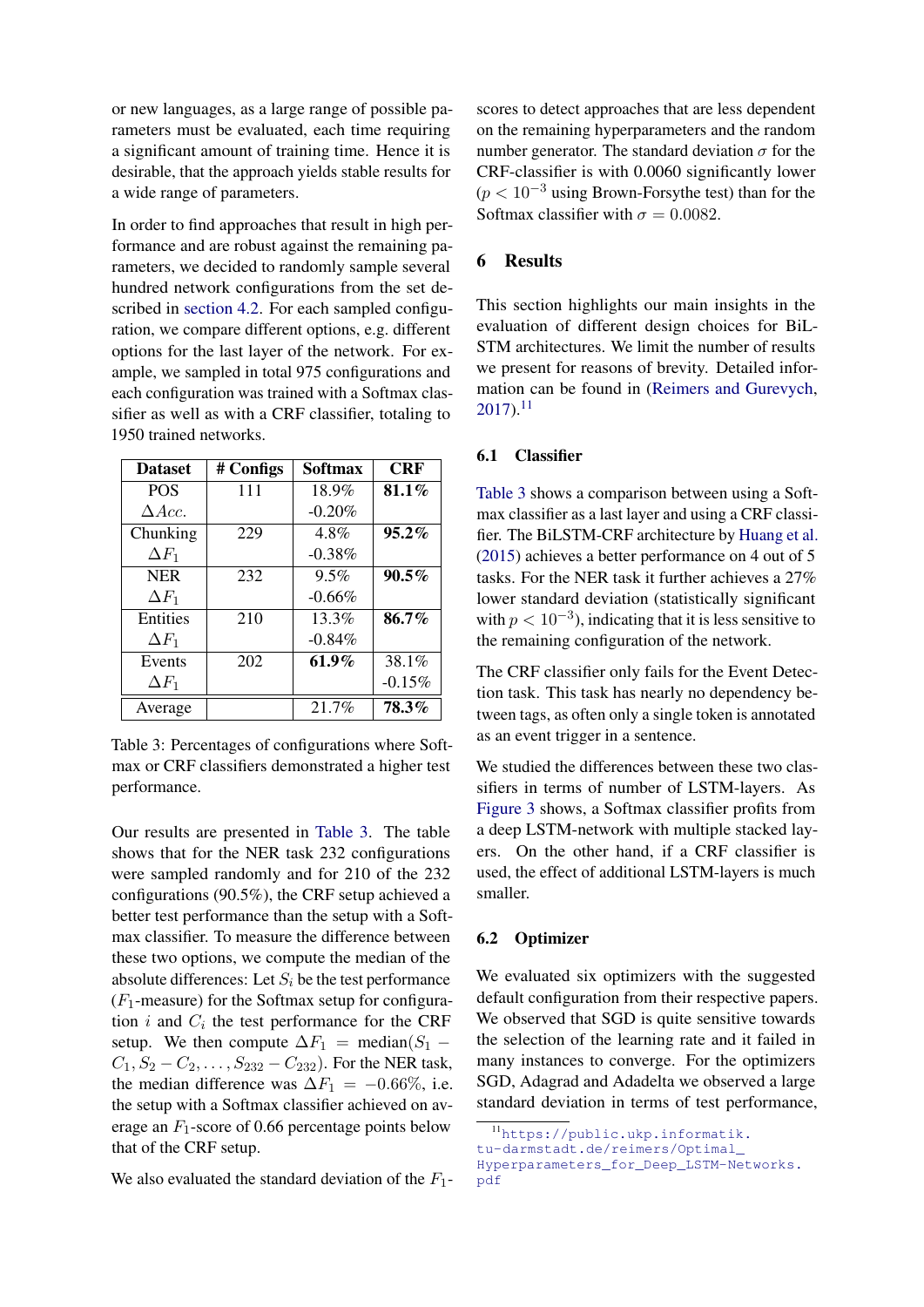or new languages, as a large range of possible parameters must be evaluated, each time requiring a significant amount of training time. Hence it is desirable, that the approach yields stable results for a wide range of parameters.

In order to find approaches that result in high performance and are robust against the remaining parameters, we decided to randomly sample several hundred network configurations from the set described in section 4.2. For each sampled configuration, we compare different options, e.g. different options for the last layer of the network. For example, we sampled in total 975 configurations and each configuration was trained with a Softmax classifier as well as with a CRF classifier, totaling to 1950 trained networks.

| Dataset | # Configs | Softmax | CRF |
|---|---|---|---|
| POS | 111 | 18.9% | **81.1%** |
| $\Delta Acc.$ | | -0.20% | |
| Chunking | 229 | 4.8% | **95.2%** |
| $\Delta F_1$ | | -0.38% | |
| NER | 232 | 9.5% | **90.5%** |
| $\Delta F_1$ | | -0.66% | |
| Entities | 210 | 13.3% | **86.7%** |
| $\Delta F_1$ | | -0.84% | |
| Events | 202 | **61.9%** | 38.1% |
| $\Delta F_1$ | | | -0.15% |
| Average | | 21.7% | **78.3%** |

Table 3: Percentages of configurations where Softmax or CRF classifiers demonstrated a higher test performance.

Our results are presented in Table 3. The table shows that for the NER task 232 configurations were sampled randomly and for 210 of the 232 configurations (90.5%), the CRF setup achieved a better test performance than the setup with a Softmax classifier. To measure the difference between these two options, we compute the median of the absolute differences: Let $S_i$ be the test performance ($F_1$-measure) for the Softmax setup for configuration $i$ and $C_i$ the test performance for the CRF setup. We then compute $\Delta F_1 = \text{median}(S_1 - C_1, S_2 - C_2, \ldots, S_{232} - C_{232})$. For the NER task, the median difference was $\Delta F_1 = -0.66\%$, i.e. the setup with a Softmax classifier achieved on average an $F_1$-score of 0.66 percentage points below that of the CRF setup.

We also evaluated the standard deviation of the $F_1$-scores to detect approaches that are less dependent on the remaining hyperparameters and the random number generator. The standard deviation $\sigma$ for the CRF-classifier is with 0.0060 significantly lower ($p < 10^{-3}$ using Brown-Forsythe test) than for the Softmax classifier with $\sigma = 0.0082$.

## 6 Results

This section highlights our main insights in the evaluation of different design choices for BiLSTM architectures. We limit the number of results we present for reasons of brevity. Detailed information can be found in (Reimers and Gurevych, 2017).[11]

### 6.1 Classifier

Table 3 shows a comparison between using a Softmax classifier as a last layer and using a CRF classifier. The BiLSTM-CRF architecture by Huang et al. (2015) achieves a better performance on 4 out of 5 tasks. For the NER task it further achieves a 27% lower standard deviation (statistically significant with $p < 10^{-3}$), indicating that it is less sensitive to the remaining configuration of the network.

The CRF classifier only fails for the Event Detection task. This task has nearly no dependency between tags, as often only a single token is annotated as an event trigger in a sentence.

We studied the differences between these two classifiers in terms of number of LSTM-layers. As Figure 3 shows, a Softmax classifier profits from a deep LSTM-network with multiple stacked layers. On the other hand, if a CRF classifier is used, the effect of additional LSTM-layers is much smaller.

### 6.2 Optimizer

We evaluated six optimizers with the suggested default configuration from their respective papers. We observed that SGD is quite sensitive towards the selection of the learning rate and it failed in many instances to converge. For the optimizers SGD, Adagrad and Adadelta we observed a large standard deviation in terms of test performance,

[11] https://public.ukp.informatik.tu-darmstadt.de/reimers/Optimal_Hyperparameters_for_Deep_LSTM-Networks.pdf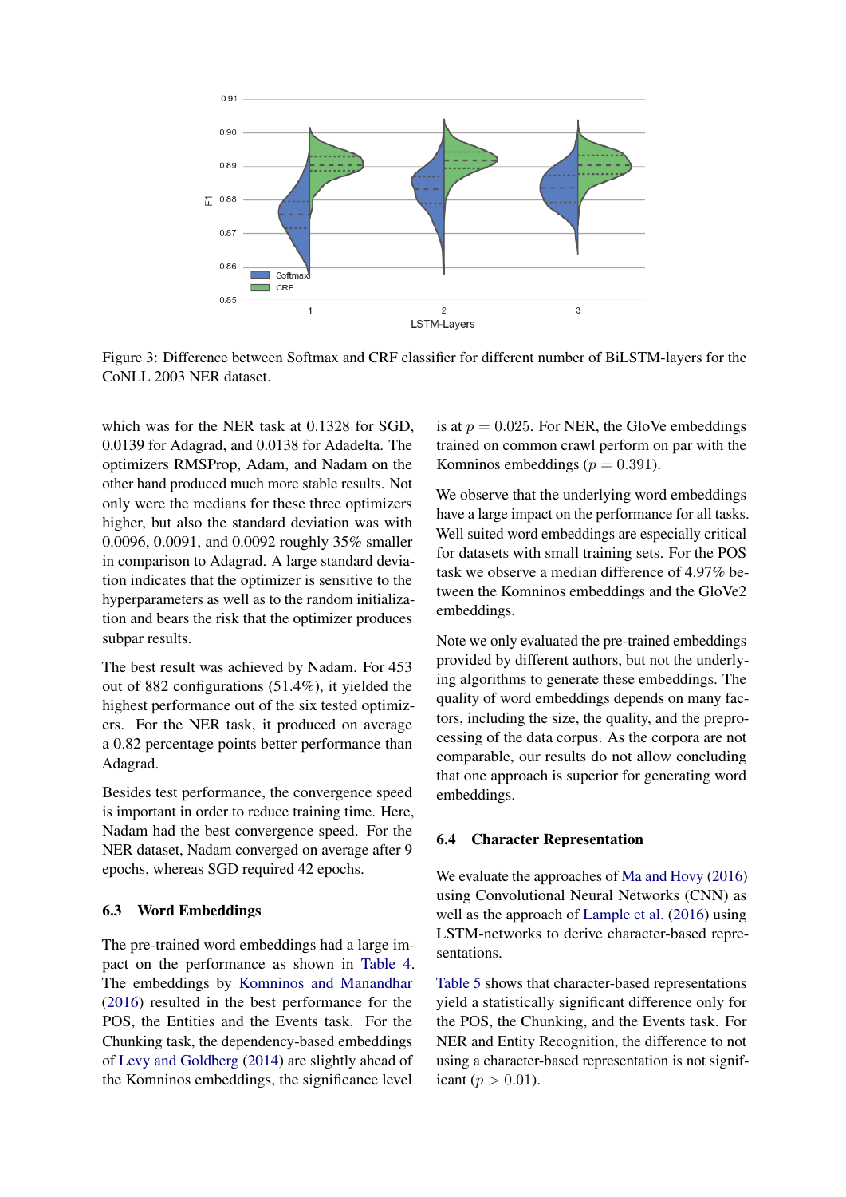Figure 3: Difference between Softmax and CRF classifier for different number of BiLSTM-layers for the CoNLL 2003 NER dataset.

which was for the NER task at 0.1328 for SGD, 0.0139 for Adagrad, and 0.0138 for Adadelta. The optimizers RMSProp, Adam, and Nadam on the other hand produced much more stable results. Not only were the medians for these three optimizers higher, but also the standard deviation was with 0.0096, 0.0091, and 0.0092 roughly 35% smaller in comparison to Adagrad. A large standard deviation indicates that the optimizer is sensitive to the hyperparameters as well as to the random initialization and bears the risk that the optimizer produces subpar results.

The best result was achieved by Nadam. For 453 out of 882 configurations (51.4%), it yielded the highest performance out of the six tested optimizers. For the NER task, it produced on average a 0.82 percentage points better performance than Adagrad.

Besides test performance, the convergence speed is important in order to reduce training time. Here, Nadam had the best convergence speed. For the NER dataset, Nadam converged on average after 9 epochs, whereas SGD required 42 epochs.

### 6.3 Word Embeddings

The pre-trained word embeddings had a large impact on the performance as shown in Table 4. The embeddings by Komninos and Manandhar (2016) resulted in the best performance for the POS, the Entities and the Events task. For the Chunking task, the dependency-based embeddings of Levy and Goldberg (2014) are slightly ahead of the Komninos embeddings, the significance level is at $p = 0.025$. For NER, the GloVe embeddings trained on common crawl perform on par with the Komninos embeddings ($p = 0.391$).

We observe that the underlying word embeddings have a large impact on the performance for all tasks. Well suited word embeddings are especially critical for datasets with small training sets. For the POS task we observe a median difference of 4.97% between the Komninos embeddings and the GloVe2 embeddings.

Note we only evaluated the pre-trained embeddings provided by different authors, but not the underlying algorithms to generate these embeddings. The quality of word embeddings depends on many factors, including the size, the quality, and the preprocessing of the data corpus. As the corpora are not comparable, our results do not allow concluding that one approach is superior for generating word embeddings.

### 6.4 Character Representation

We evaluate the approaches of Ma and Hovy (2016) using Convolutional Neural Networks (CNN) as well as the approach of Lample et al. (2016) using LSTM-networks to derive character-based representations.

Table 5 shows that character-based representations yield a statistically significant difference only for the POS, the Chunking, and the Events task. For NER and Entity Recognition, the difference to not using a character-based representation is not significant ($p > 0.01$).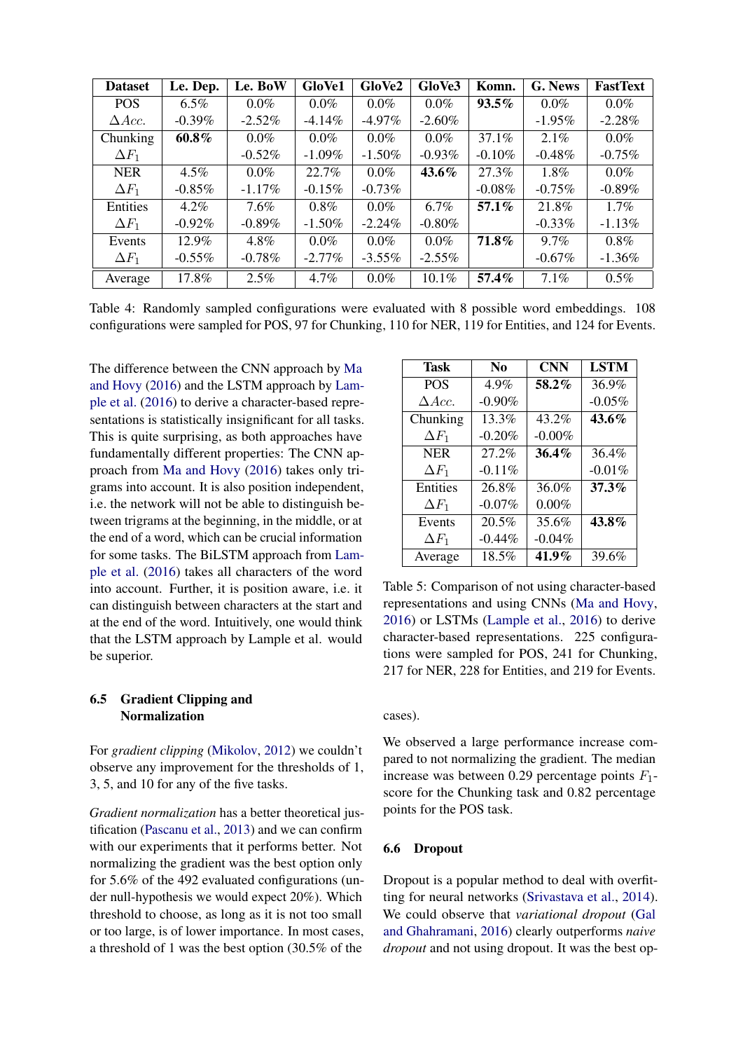| Dataset | Le. Dep. | Le. BoW | GloVe1 | GloVe2 | GloVe3 | Komn. | G. News | FastText |
|---|---|---|---|---|---|---|---|---|
| POS | 6.5% | 0.0% | 0.0% | 0.0% | 0.0% | **93.5%** | 0.0% | 0.0% |
| $\Delta Acc.$ | -0.39% | -2.52% | -4.14% | -4.97% | -2.60% | | -1.95% | -2.28% |
| Chunking | **60.8%** | 0.0% | 0.0% | 0.0% | 0.0% | 37.1% | 2.1% | 0.0% |
| $\Delta F_1$ | | -0.52% | -1.09% | -1.50% | -0.93% | -0.10% | -0.48% | -0.75% |
| NER | 4.5% | 0.0% | 22.7% | 0.0% | **43.6%** | 27.3% | 1.8% | 0.0% |
| $\Delta F_1$ | -0.85% | -1.17% | -0.15% | -0.73% | | -0.08% | -0.75% | -0.89% |
| Entities | 4.2% | 7.6% | 0.8% | 0.0% | 6.7% | **57.1%** | 21.8% | 1.7% |
| $\Delta F_1$ | -0.92% | -0.89% | -1.50% | -2.24% | -0.80% | | -0.33% | -1.13% |
| Events | 12.9% | 4.8% | 0.0% | 0.0% | 0.0% | **71.8%** | 9.7% | 0.8% |
| $\Delta F_1$ | -0.55% | -0.78% | -2.77% | -3.55% | -2.55% | | -0.67% | -1.36% |
| Average | 17.8% | 2.5% | 4.7% | 0.0% | 10.1% | **57.4%** | 7.1% | 0.5% |

Table 4: Randomly sampled configurations were evaluated with 8 possible word embeddings. 108 configurations were sampled for POS, 97 for Chunking, 110 for NER, 119 for Entities, and 124 for Events.

The difference between the CNN approach by Ma and Hovy (2016) and the LSTM approach by Lample et al. (2016) to derive a character-based representations is statistically insignificant for all tasks. This is quite surprising, as both approaches have fundamentally different properties: The CNN approach from Ma and Hovy (2016) takes only trigrams into account. It is also position independent, i.e. the network will not be able to distinguish between trigrams at the beginning, in the middle, or at the end of a word, which can be crucial information for some tasks. The BiLSTM approach from Lample et al. (2016) takes all characters of the word into account. Further, it is position aware, i.e. it can distinguish between characters at the start and at the end of the word. Intuitively, one would think that the LSTM approach by Lample et al. would be superior.

| Task | No | CNN | LSTM |
|---|---|---|---|
| POS | 4.9% | **58.2%** | 36.9% |
| $\Delta Acc.$ | -0.90% | | -0.05% |
| Chunking | 13.3% | 43.2% | **43.6%** |
| $\Delta F_1$ | -0.20% | -0.00% | |
| NER | 27.2% | **36.4%** | 36.4% |
| $\Delta F_1$ | -0.11% | | -0.01% |
| Entities | 26.8% | 36.0% | **37.3%** |
| $\Delta F_1$ | -0.07% | 0.00% | |
| Events | 20.5% | 35.6% | **43.8%** |
| $\Delta F_1$ | -0.44% | -0.04% | |
| Average | 18.5% | **41.9%** | 39.6% |

Table 5: Comparison of not using character-based representations and using CNNs (Ma and Hovy, 2016) or LSTMs (Lample et al., 2016) to derive character-based representations. 225 configurations were sampled for POS, 241 for Chunking, 217 for NER, 228 for Entities, and 219 for Events.

### 6.5 Gradient Clipping and Normalization

For *gradient clipping* (Mikolov, 2012) we couldn't observe any improvement for the thresholds of 1, 3, 5, and 10 for any of the five tasks.

*Gradient normalization* has a better theoretical justification (Pascanu et al., 2013) and we can confirm with our experiments that it performs better. Not normalizing the gradient was the best option only for 5.6% of the 492 evaluated configurations (under null-hypothesis we would expect 20%). Which threshold to choose, as long as it is not too small or too large, is of lower importance. In most cases, a threshold of 1 was the best option (30.5% of the cases).

We observed a large performance increase compared to not normalizing the gradient. The median increase was between 0.29 percentage points $F_1$-score for the Chunking task and 0.82 percentage points for the POS task.

### 6.6 Dropout

Dropout is a popular method to deal with overfitting for neural networks (Srivastava et al., 2014). We could observe that *variational dropout* (Gal and Ghahramani, 2016) clearly outperforms *naive dropout* and not using dropout. It was the best op-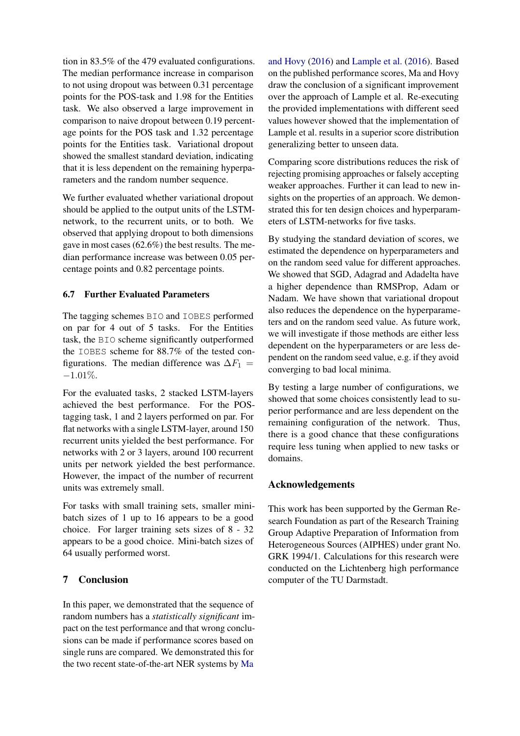tion in 83.5% of the 479 evaluated configurations. The median performance increase in comparison to not using dropout was between 0.31 percentage points for the POS-task and 1.98 for the Entities task. We also observed a large improvement in comparison to naive dropout between 0.19 percentage points for the POS task and 1.32 percentage points for the Entities task. Variational dropout showed the smallest standard deviation, indicating that it is less dependent on the remaining hyperparameters and the random number sequence.

We further evaluated whether variational dropout should be applied to the output units of the LSTM-network, to the recurrent units, or to both. We observed that applying dropout to both dimensions gave in most cases (62.6%) the best results. The median performance increase was between 0.05 percentage points and 0.82 percentage points.

### 6.7 Further Evaluated Parameters

The tagging schemes `BIO` and `IOBES` performed on par for 4 out of 5 tasks. For the Entities task, the `BIO` scheme significantly outperformed the `IOBES` scheme for 88.7% of the tested configurations. The median difference was $\Delta F_1 = -1.01\%$.

For the evaluated tasks, 2 stacked LSTM-layers achieved the best performance. For the POS-tagging task, 1 and 2 layers performed on par. For flat networks with a single LSTM-layer, around 150 recurrent units yielded the best performance. For networks with 2 or 3 layers, around 100 recurrent units per network yielded the best performance. However, the impact of the number of recurrent units was extremely small.

For tasks with small training sets, smaller mini-batch sizes of 1 up to 16 appears to be a good choice. For larger training sets sizes of 8 - 32 appears to be a good choice. Mini-batch sizes of 64 usually performed worst.

## 7 Conclusion

In this paper, we demonstrated that the sequence of random numbers has a *statistically significant* impact on the test performance and that wrong conclusions can be made if performance scores based on single runs are compared. We demonstrated this for the two recent state-of-the-art NER systems by Ma and Hovy (2016) and Lample et al. (2016). Based on the published performance scores, Ma and Hovy draw the conclusion of a significant improvement over the approach of Lample et al. Re-executing the provided implementations with different seed values however showed that the implementation of Lample et al. results in a superior score distribution generalizing better to unseen data.

Comparing score distributions reduces the risk of rejecting promising approaches or falsely accepting weaker approaches. Further it can lead to new insights on the properties of an approach. We demonstrated this for ten design choices and hyperparameters of LSTM-networks for five tasks.

By studying the standard deviation of scores, we estimated the dependence on hyperparameters and on the random seed value for different approaches. We showed that SGD, Adagrad and Adadelta have a higher dependence than RMSProp, Adam or Nadam. We have shown that variational dropout also reduces the dependence on the hyperparameters and on the random seed value. As future work, we will investigate if those methods are either less dependent on the hyperparameters or are less dependent on the random seed value, e.g. if they avoid converging to bad local minima.

By testing a large number of configurations, we showed that some choices consistently lead to superior performance and are less dependent on the remaining configuration of the network. Thus, there is a good chance that these configurations require less tuning when applied to new tasks or domains.

## Acknowledgements

This work has been supported by the German Research Foundation as part of the Research Training Group Adaptive Preparation of Information from Heterogeneous Sources (AIPHES) under grant No. GRK 1994/1. Calculations for this research were conducted on the Lichtenberg high performance computer of the TU Darmstadt.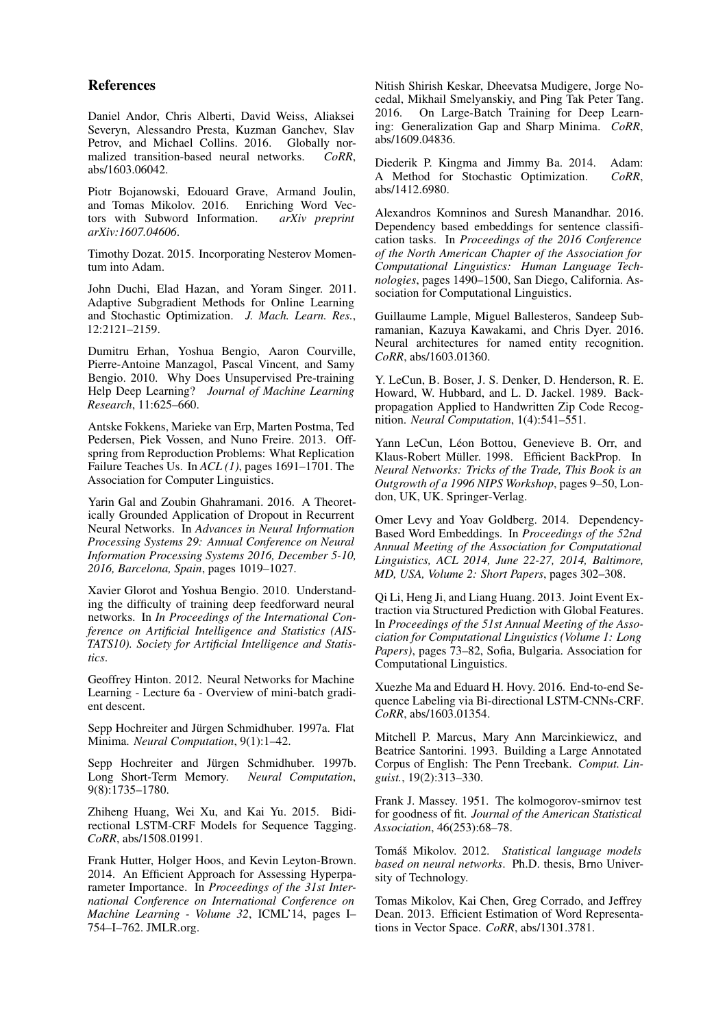## References

Daniel Andor, Chris Alberti, David Weiss, Aliaksei Severyn, Alessandro Presta, Kuzman Ganchev, Slav Petrov, and Michael Collins. 2016. Globally normalized transition-based neural networks. *CoRR*, abs/1603.06042.

Piotr Bojanowski, Edouard Grave, Armand Joulin, and Tomas Mikolov. 2016. Enriching Word Vectors with Subword Information. *arXiv preprint arXiv:1607.04606*.

Timothy Dozat. 2015. Incorporating Nesterov Momentum into Adam.

John Duchi, Elad Hazan, and Yoram Singer. 2011. Adaptive Subgradient Methods for Online Learning and Stochastic Optimization. *J. Mach. Learn. Res.*, 12:2121–2159.

Dumitru Erhan, Yoshua Bengio, Aaron Courville, Pierre-Antoine Manzagol, Pascal Vincent, and Samy Bengio. 2010. Why Does Unsupervised Pre-training Help Deep Learning? *Journal of Machine Learning Research*, 11:625–660.

Antske Fokkens, Marieke van Erp, Marten Postma, Ted Pedersen, Piek Vossen, and Nuno Freire. 2013. Offspring from Reproduction Problems: What Replication Failure Teaches Us. In *ACL (1)*, pages 1691–1701. The Association for Computer Linguistics.

Yarin Gal and Zoubin Ghahramani. 2016. A Theoretically Grounded Application of Dropout in Recurrent Neural Networks. In *Advances in Neural Information Processing Systems 29: Annual Conference on Neural Information Processing Systems 2016, December 5-10, 2016, Barcelona, Spain*, pages 1019–1027.

Xavier Glorot and Yoshua Bengio. 2010. Understanding the difficulty of training deep feedforward neural networks. In *In Proceedings of the International Conference on Artificial Intelligence and Statistics (AISTATS10). Society for Artificial Intelligence and Statistics*.

Geoffrey Hinton. 2012. Neural Networks for Machine Learning - Lecture 6a - Overview of mini-batch gradient descent.

Sepp Hochreiter and Jürgen Schmidhuber. 1997a. Flat Minima. *Neural Computation*, 9(1):1–42.

Sepp Hochreiter and Jürgen Schmidhuber. 1997b. Long Short-Term Memory. *Neural Computation*, 9(8):1735–1780.

Zhiheng Huang, Wei Xu, and Kai Yu. 2015. Bidirectional LSTM-CRF Models for Sequence Tagging. *CoRR*, abs/1508.01991.

Frank Hutter, Holger Hoos, and Kevin Leyton-Brown. 2014. An Efficient Approach for Assessing Hyperparameter Importance. In *Proceedings of the 31st International Conference on International Conference on Machine Learning - Volume 32*, ICML'14, pages I–754–I–762. JMLR.org.

Nitish Shirish Keskar, Dheevatsa Mudigere, Jorge Nocedal, Mikhail Smelyanskiy, and Ping Tak Peter Tang. 2016. On Large-Batch Training for Deep Learning: Generalization Gap and Sharp Minima. *CoRR*, abs/1609.04836.

Diederik P. Kingma and Jimmy Ba. 2014. Adam: A Method for Stochastic Optimization. *CoRR*, abs/1412.6980.

Alexandros Komninos and Suresh Manandhar. 2016. Dependency based embeddings for sentence classification tasks. In *Proceedings of the 2016 Conference of the North American Chapter of the Association for Computational Linguistics: Human Language Technologies*, pages 1490–1500, San Diego, California. Association for Computational Linguistics.

Guillaume Lample, Miguel Ballesteros, Sandeep Subramanian, Kazuya Kawakami, and Chris Dyer. 2016. Neural architectures for named entity recognition. *CoRR*, abs/1603.01360.

Y. LeCun, B. Boser, J. S. Denker, D. Henderson, R. E. Howard, W. Hubbard, and L. D. Jackel. 1989. Backpropagation Applied to Handwritten Zip Code Recognition. *Neural Computation*, 1(4):541–551.

Yann LeCun, Léon Bottou, Genevieve B. Orr, and Klaus-Robert Müller. 1998. Efficient BackProp. In *Neural Networks: Tricks of the Trade, This Book is an Outgrowth of a 1996 NIPS Workshop*, pages 9–50, London, UK, UK. Springer-Verlag.

Omer Levy and Yoav Goldberg. 2014. Dependency-Based Word Embeddings. In *Proceedings of the 52nd Annual Meeting of the Association for Computational Linguistics, ACL 2014, June 22-27, 2014, Baltimore, MD, USA, Volume 2: Short Papers*, pages 302–308.

Qi Li, Heng Ji, and Liang Huang. 2013. Joint Event Extraction via Structured Prediction with Global Features. In *Proceedings of the 51st Annual Meeting of the Association for Computational Linguistics (Volume 1: Long Papers)*, pages 73–82, Sofia, Bulgaria. Association for Computational Linguistics.

Xuezhe Ma and Eduard H. Hovy. 2016. End-to-end Sequence Labeling via Bi-directional LSTM-CNNs-CRF. *CoRR*, abs/1603.01354.

Mitchell P. Marcus, Mary Ann Marcinkiewicz, and Beatrice Santorini. 1993. Building a Large Annotated Corpus of English: The Penn Treebank. *Comput. Linguist.*, 19(2):313–330.

Frank J. Massey. 1951. The kolmogorov-smirnov test for goodness of fit. *Journal of the American Statistical Association*, 46(253):68–78.

Tomáš Mikolov. 2012. *Statistical language models based on neural networks*. Ph.D. thesis, Brno University of Technology.

Tomas Mikolov, Kai Chen, Greg Corrado, and Jeffrey Dean. 2013. Efficient Estimation of Word Representations in Vector Space. *CoRR*, abs/1301.3781.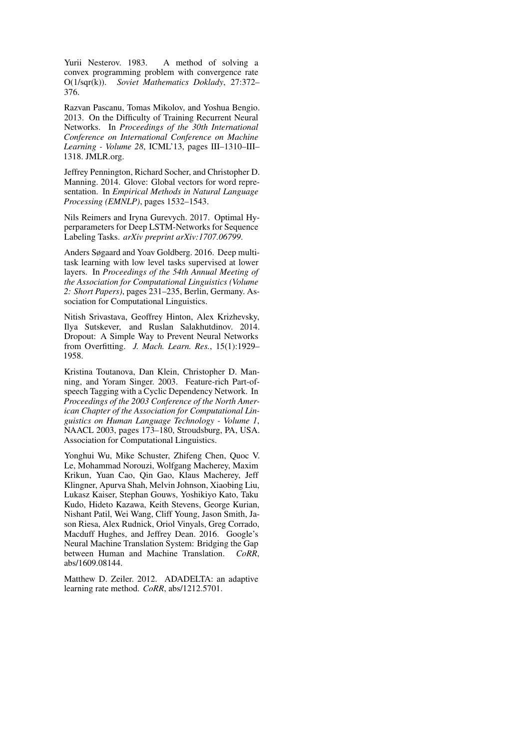Yurii Nesterov. 1983. A method of solving a convex programming problem with convergence rate O(1/sqr(k)). *Soviet Mathematics Doklady*, 27:372–376.

Razvan Pascanu, Tomas Mikolov, and Yoshua Bengio. 2013. On the Difficulty of Training Recurrent Neural Networks. In *Proceedings of the 30th International Conference on International Conference on Machine Learning - Volume 28*, ICML'13, pages III–1310–III–1318. JMLR.org.

Jeffrey Pennington, Richard Socher, and Christopher D. Manning. 2014. Glove: Global vectors for word representation. In *Empirical Methods in Natural Language Processing (EMNLP)*, pages 1532–1543.

Nils Reimers and Iryna Gurevych. 2017. Optimal Hyperparameters for Deep LSTM-Networks for Sequence Labeling Tasks. *arXiv preprint arXiv:1707.06799*.

Anders Søgaard and Yoav Goldberg. 2016. Deep multitask learning with low level tasks supervised at lower layers. In *Proceedings of the 54th Annual Meeting of the Association for Computational Linguistics (Volume 2: Short Papers)*, pages 231–235, Berlin, Germany. Association for Computational Linguistics.

Nitish Srivastava, Geoffrey Hinton, Alex Krizhevsky, Ilya Sutskever, and Ruslan Salakhutdinov. 2014. Dropout: A Simple Way to Prevent Neural Networks from Overfitting. *J. Mach. Learn. Res.*, 15(1):1929–1958.

Kristina Toutanova, Dan Klein, Christopher D. Manning, and Yoram Singer. 2003. Feature-rich Part-of-speech Tagging with a Cyclic Dependency Network. In *Proceedings of the 2003 Conference of the North American Chapter of the Association for Computational Linguistics on Human Language Technology - Volume 1*, NAACL 2003, pages 173–180, Stroudsburg, PA, USA. Association for Computational Linguistics.

Yonghui Wu, Mike Schuster, Zhifeng Chen, Quoc V. Le, Mohammad Norouzi, Wolfgang Macherey, Maxim Krikun, Yuan Cao, Qin Gao, Klaus Macherey, Jeff Klingner, Apurva Shah, Melvin Johnson, Xiaobing Liu, Lukasz Kaiser, Stephan Gouws, Yoshikiyo Kato, Taku Kudo, Hideto Kazawa, Keith Stevens, George Kurian, Nishant Patil, Wei Wang, Cliff Young, Jason Smith, Jason Riesa, Alex Rudnick, Oriol Vinyals, Greg Corrado, Macduff Hughes, and Jeffrey Dean. 2016. Google's Neural Machine Translation System: Bridging the Gap between Human and Machine Translation. *CoRR*, abs/1609.08144.

Matthew D. Zeiler. 2012. ADADELTA: an adaptive learning rate method. *CoRR*, abs/1212.5701.